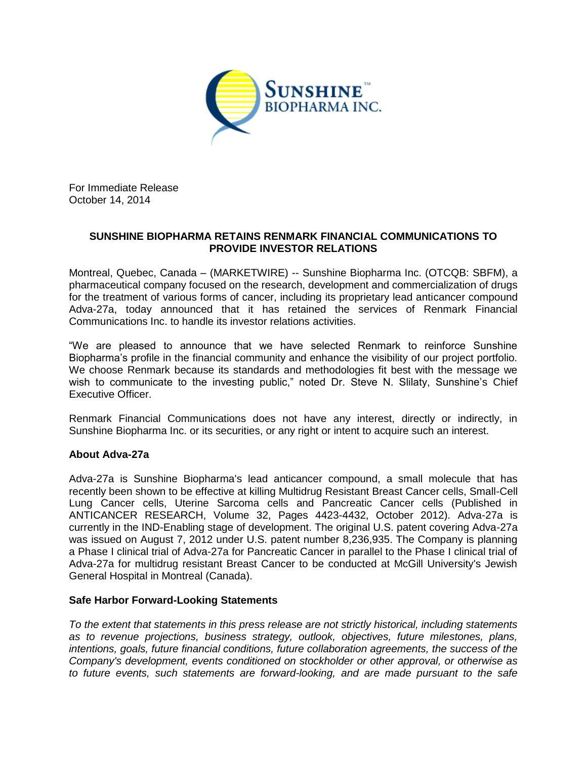For Immediate Release
October 14, 2014

**SUNSHINE BIOPHARMA RETAINS RENMARK FINANCIAL COMMUNICATIONS TO PROVIDE INVESTOR RELATIONS**

Montreal, Quebec, Canada – (MARKETWIRE) -- Sunshine Biopharma Inc. (OTCQB: SBFM), a pharmaceutical company focused on the research, development and commercialization of drugs for the treatment of various forms of cancer, including its proprietary lead anticancer compound Adva-27a, today announced that it has retained the services of Renmark Financial Communications Inc. to handle its investor relations activities.

"We are pleased to announce that we have selected Renmark to reinforce Sunshine Biopharma's profile in the financial community and enhance the visibility of our project portfolio. We choose Renmark because its standards and methodologies fit best with the message we wish to communicate to the investing public," noted Dr. Steve N. Slilaty, Sunshine's Chief Executive Officer.

Renmark Financial Communications does not have any interest, directly or indirectly, in Sunshine Biopharma Inc. or its securities, or any right or intent to acquire such an interest.

**About Adva-27a**

Adva-27a is Sunshine Biopharma's lead anticancer compound, a small molecule that has recently been shown to be effective at killing Multidrug Resistant Breast Cancer cells, Small-Cell Lung Cancer cells, Uterine Sarcoma cells and Pancreatic Cancer cells (Published in ANTICANCER RESEARCH, Volume 32, Pages 4423-4432, October 2012). Adva-27a is currently in the IND-Enabling stage of development. The original U.S. patent covering Adva-27a was issued on August 7, 2012 under U.S. patent number 8,236,935. The Company is planning a Phase I clinical trial of Adva-27a for Pancreatic Cancer in parallel to the Phase I clinical trial of Adva-27a for multidrug resistant Breast Cancer to be conducted at McGill University's Jewish General Hospital in Montreal (Canada).

**Safe Harbor Forward-Looking Statements**

*To the extent that statements in this press release are not strictly historical, including statements as to revenue projections, business strategy, outlook, objectives, future milestones, plans, intentions, goals, future financial conditions, future collaboration agreements, the success of the Company's development, events conditioned on stockholder or other approval, or otherwise as to future events, such statements are forward-looking, and are made pursuant to the safe*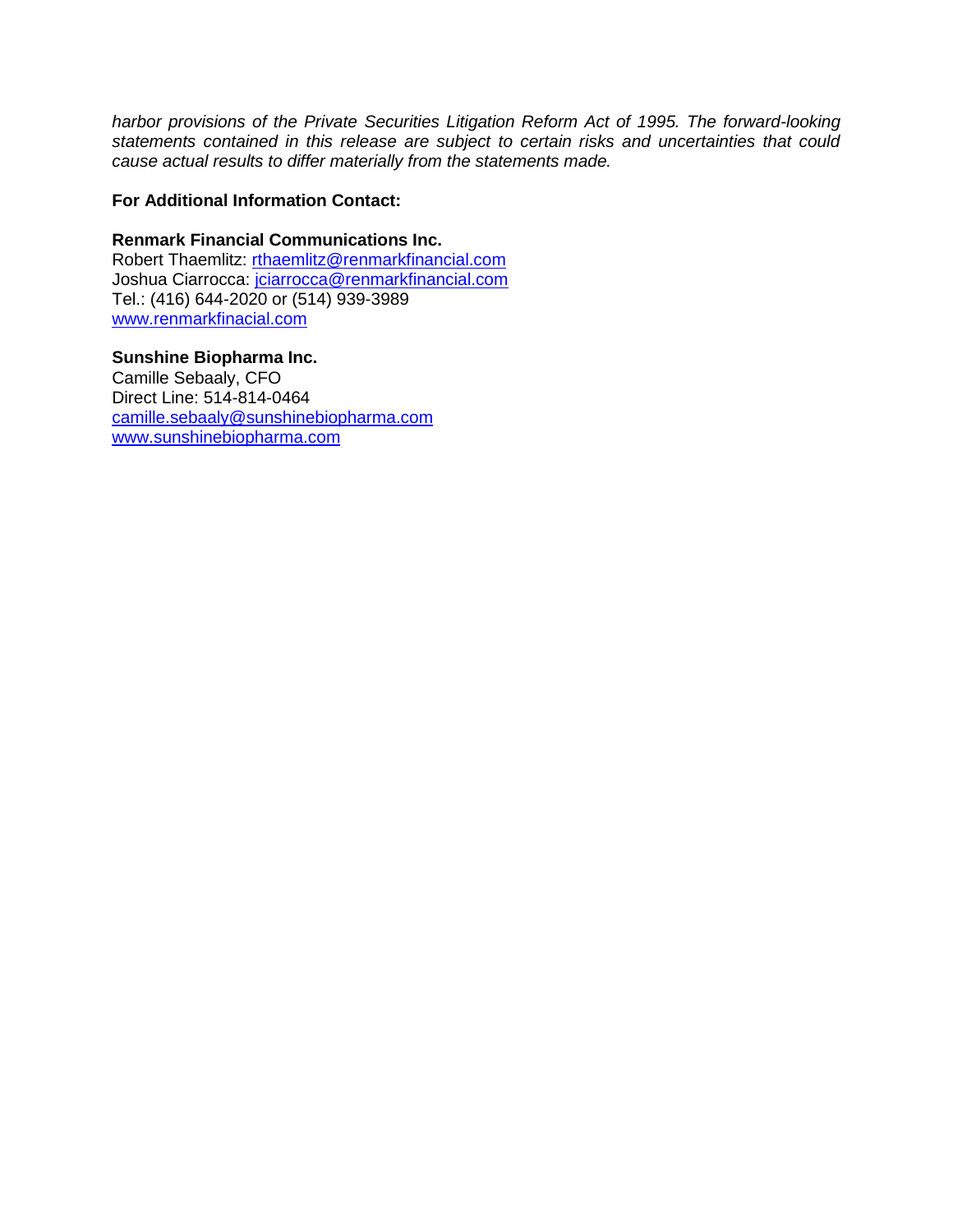*harbor provisions of the Private Securities Litigation Reform Act of 1995. The forward-looking statements contained in this release are subject to certain risks and uncertainties that could cause actual results to differ materially from the statements made.*

**For Additional Information Contact:**

**Renmark Financial Communications Inc.**
Robert Thaemlitz: rthaemlitz@renmarkfinancial.com
Joshua Ciarrocca: jciarrocca@renmarkfinancial.com
Tel.: (416) 644-2020 or (514) 939-3989
www.renmarkfinacial.com

**Sunshine Biopharma Inc.**
Camille Sebaaly, CFO
Direct Line: 514-814-0464
camille.sebaaly@sunshinebiopharma.com
www.sunshinebiopharma.com